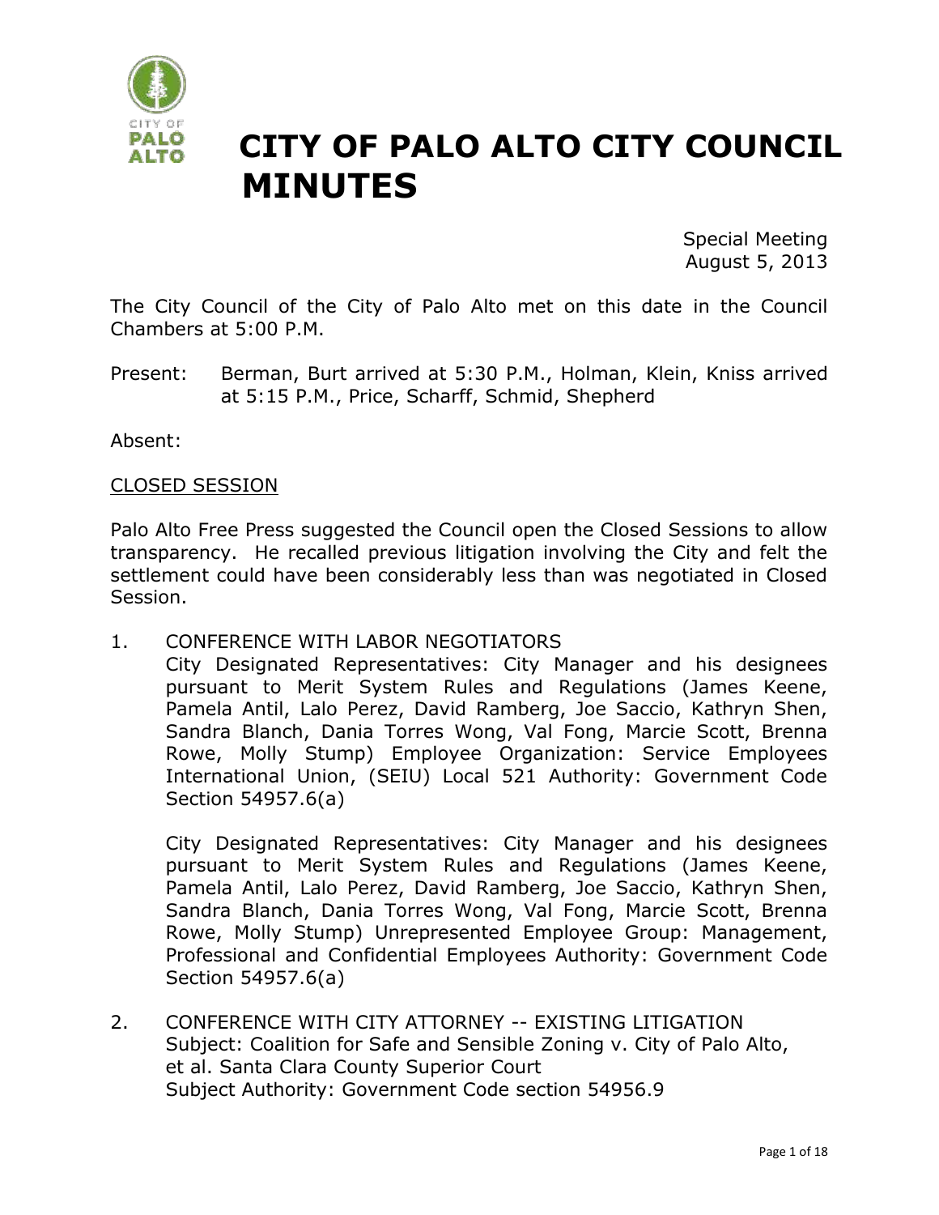# CITY OF PALO ALTO CITY COUNCIL MINUTES

Special Meeting
August 5, 2013

The City Council of the City of Palo Alto met on this date in the Council Chambers at 5:00 P.M.

Present: Berman, Burt arrived at 5:30 P.M., Holman, Klein, Kniss arrived at 5:15 P.M., Price, Scharff, Schmid, Shepherd

Absent:

## CLOSED SESSION

Palo Alto Free Press suggested the Council open the Closed Sessions to allow transparency. He recalled previous litigation involving the City and felt the settlement could have been considerably less than was negotiated in Closed Session.

1. CONFERENCE WITH LABOR NEGOTIATORS
   City Designated Representatives: City Manager and his designees pursuant to Merit System Rules and Regulations (James Keene, Pamela Antil, Lalo Perez, David Ramberg, Joe Saccio, Kathryn Shen, Sandra Blanch, Dania Torres Wong, Val Fong, Marcie Scott, Brenna Rowe, Molly Stump) Employee Organization: Service Employees International Union, (SEIU) Local 521 Authority: Government Code Section 54957.6(a)

   City Designated Representatives: City Manager and his designees pursuant to Merit System Rules and Regulations (James Keene, Pamela Antil, Lalo Perez, David Ramberg, Joe Saccio, Kathryn Shen, Sandra Blanch, Dania Torres Wong, Val Fong, Marcie Scott, Brenna Rowe, Molly Stump) Unrepresented Employee Group: Management, Professional and Confidential Employees Authority: Government Code Section 54957.6(a)

2. CONFERENCE WITH CITY ATTORNEY -- EXISTING LITIGATION
   Subject: Coalition for Safe and Sensible Zoning v. City of Palo Alto, et al. Santa Clara County Superior Court
   Subject Authority: Government Code section 54956.9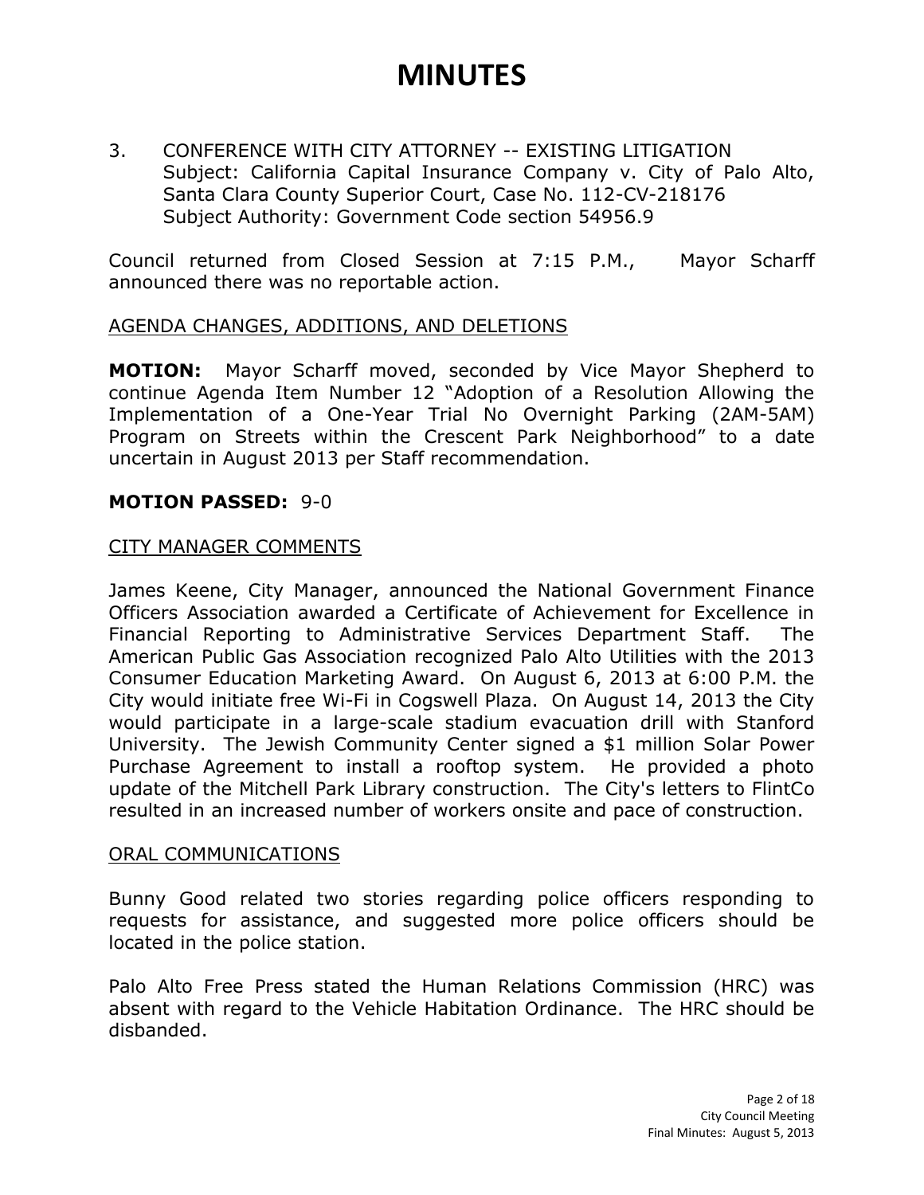# MINUTES

3. CONFERENCE WITH CITY ATTORNEY -- EXISTING LITIGATION
   Subject: California Capital Insurance Company v. City of Palo Alto, Santa Clara County Superior Court, Case No. 112-CV-218176
   Subject Authority: Government Code section 54956.9

Council returned from Closed Session at 7:15 P.M., Mayor Scharff announced there was no reportable action.

AGENDA CHANGES, ADDITIONS, AND DELETIONS

**MOTION:** Mayor Scharff moved, seconded by Vice Mayor Shepherd to continue Agenda Item Number 12 "Adoption of a Resolution Allowing the Implementation of a One-Year Trial No Overnight Parking (2AM-5AM) Program on Streets within the Crescent Park Neighborhood" to a date uncertain in August 2013 per Staff recommendation.

**MOTION PASSED:** 9-0

CITY MANAGER COMMENTS

James Keene, City Manager, announced the National Government Finance Officers Association awarded a Certificate of Achievement for Excellence in Financial Reporting to Administrative Services Department Staff. The American Public Gas Association recognized Palo Alto Utilities with the 2013 Consumer Education Marketing Award. On August 6, 2013 at 6:00 P.M. the City would initiate free Wi-Fi in Cogswell Plaza. On August 14, 2013 the City would participate in a large-scale stadium evacuation drill with Stanford University. The Jewish Community Center signed a $1 million Solar Power Purchase Agreement to install a rooftop system. He provided a photo update of the Mitchell Park Library construction. The City's letters to FlintCo resulted in an increased number of workers onsite and pace of construction.

ORAL COMMUNICATIONS

Bunny Good related two stories regarding police officers responding to requests for assistance, and suggested more police officers should be located in the police station.

Palo Alto Free Press stated the Human Relations Commission (HRC) was absent with regard to the Vehicle Habitation Ordinance. The HRC should be disbanded.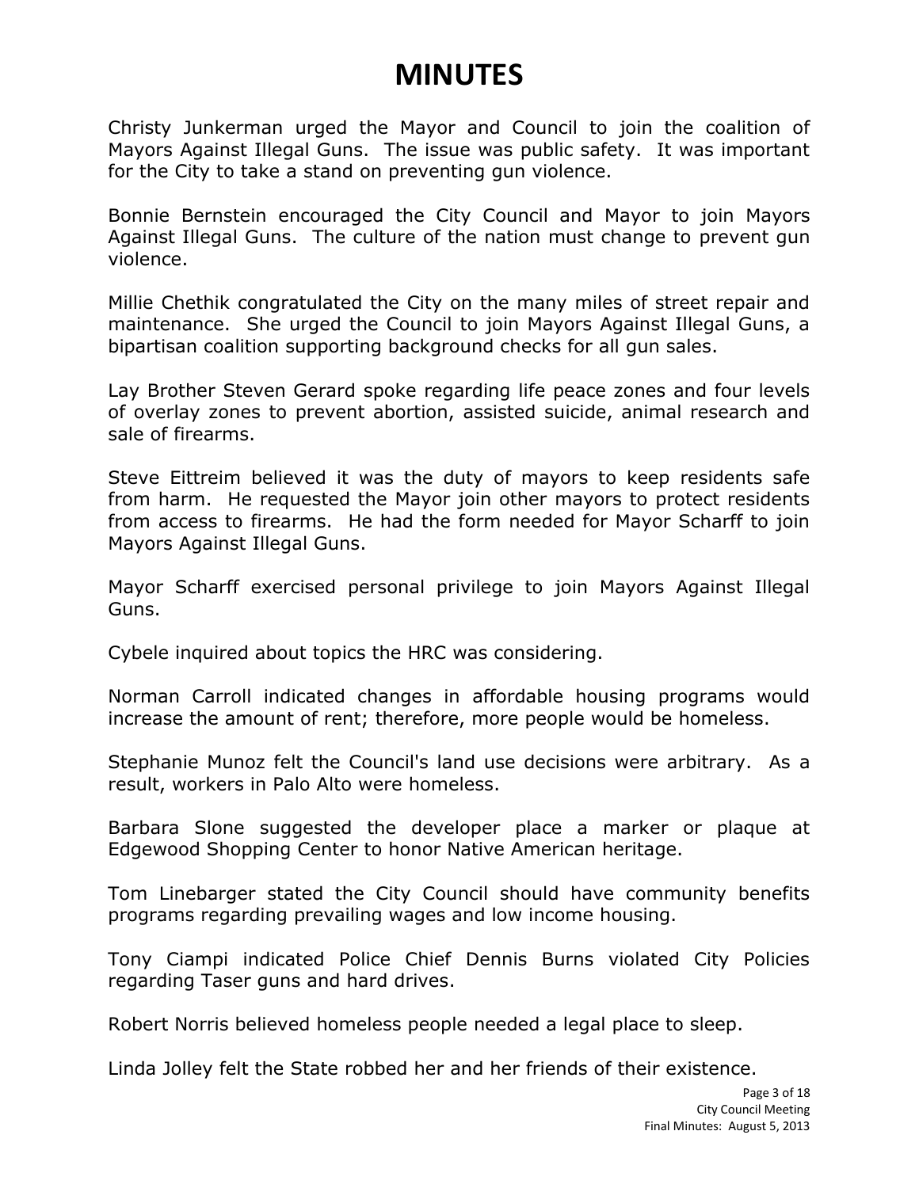# MINUTES

Christy Junkerman urged the Mayor and Council to join the coalition of Mayors Against Illegal Guns. The issue was public safety. It was important for the City to take a stand on preventing gun violence.

Bonnie Bernstein encouraged the City Council and Mayor to join Mayors Against Illegal Guns. The culture of the nation must change to prevent gun violence.

Millie Chethik congratulated the City on the many miles of street repair and maintenance. She urged the Council to join Mayors Against Illegal Guns, a bipartisan coalition supporting background checks for all gun sales.

Lay Brother Steven Gerard spoke regarding life peace zones and four levels of overlay zones to prevent abortion, assisted suicide, animal research and sale of firearms.

Steve Eittreim believed it was the duty of mayors to keep residents safe from harm. He requested the Mayor join other mayors to protect residents from access to firearms. He had the form needed for Mayor Scharff to join Mayors Against Illegal Guns.

Mayor Scharff exercised personal privilege to join Mayors Against Illegal Guns.

Cybele inquired about topics the HRC was considering.

Norman Carroll indicated changes in affordable housing programs would increase the amount of rent; therefore, more people would be homeless.

Stephanie Munoz felt the Council's land use decisions were arbitrary. As a result, workers in Palo Alto were homeless.

Barbara Slone suggested the developer place a marker or plaque at Edgewood Shopping Center to honor Native American heritage.

Tom Linebarger stated the City Council should have community benefits programs regarding prevailing wages and low income housing.

Tony Ciampi indicated Police Chief Dennis Burns violated City Policies regarding Taser guns and hard drives.

Robert Norris believed homeless people needed a legal place to sleep.

Linda Jolley felt the State robbed her and her friends of their existence.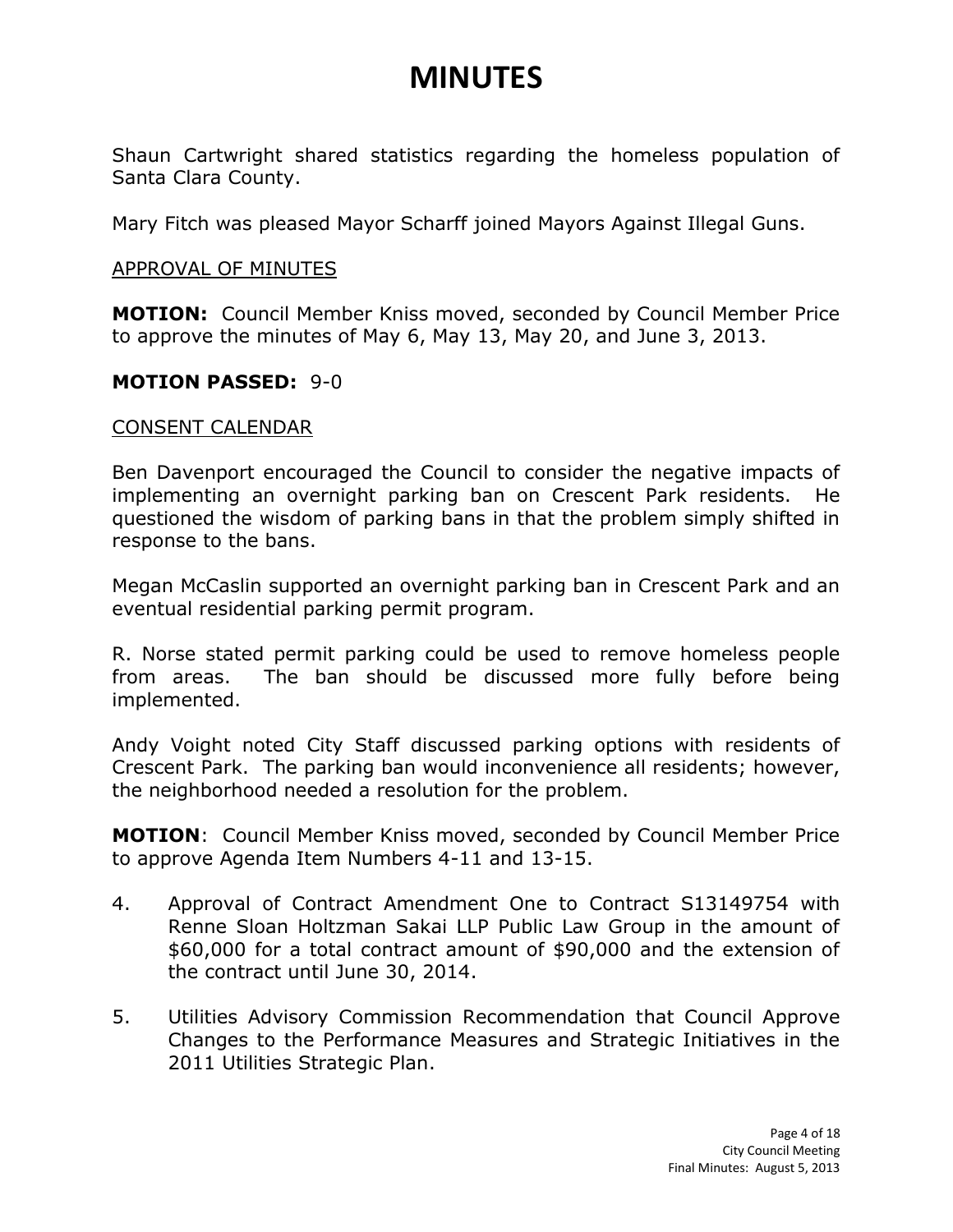# MINUTES

Shaun Cartwright shared statistics regarding the homeless population of Santa Clara County.

Mary Fitch was pleased Mayor Scharff joined Mayors Against Illegal Guns.

APPROVAL OF MINUTES

**MOTION:** Council Member Kniss moved, seconded by Council Member Price to approve the minutes of May 6, May 13, May 20, and June 3, 2013.

**MOTION PASSED:** 9-0

CONSENT CALENDAR

Ben Davenport encouraged the Council to consider the negative impacts of implementing an overnight parking ban on Crescent Park residents. He questioned the wisdom of parking bans in that the problem simply shifted in response to the bans.

Megan McCaslin supported an overnight parking ban in Crescent Park and an eventual residential parking permit program.

R. Norse stated permit parking could be used to remove homeless people from areas. The ban should be discussed more fully before being implemented.

Andy Voight noted City Staff discussed parking options with residents of Crescent Park. The parking ban would inconvenience all residents; however, the neighborhood needed a resolution for the problem.

**MOTION**: Council Member Kniss moved, seconded by Council Member Price to approve Agenda Item Numbers 4-11 and 13-15.

4. Approval of Contract Amendment One to Contract S13149754 with Renne Sloan Holtzman Sakai LLP Public Law Group in the amount of $60,000 for a total contract amount of $90,000 and the extension of the contract until June 30, 2014.

5. Utilities Advisory Commission Recommendation that Council Approve Changes to the Performance Measures and Strategic Initiatives in the 2011 Utilities Strategic Plan.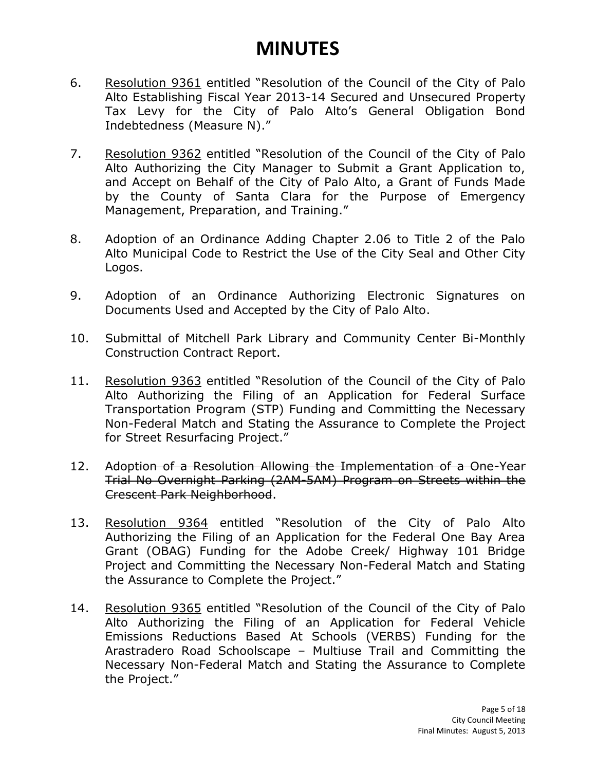# MINUTES

6. Resolution 9361 entitled "Resolution of the Council of the City of Palo Alto Establishing Fiscal Year 2013-14 Secured and Unsecured Property Tax Levy for the City of Palo Alto's General Obligation Bond Indebtedness (Measure N)."

7. Resolution 9362 entitled "Resolution of the Council of the City of Palo Alto Authorizing the City Manager to Submit a Grant Application to, and Accept on Behalf of the City of Palo Alto, a Grant of Funds Made by the County of Santa Clara for the Purpose of Emergency Management, Preparation, and Training."

8. Adoption of an Ordinance Adding Chapter 2.06 to Title 2 of the Palo Alto Municipal Code to Restrict the Use of the City Seal and Other City Logos.

9. Adoption of an Ordinance Authorizing Electronic Signatures on Documents Used and Accepted by the City of Palo Alto.

10. Submittal of Mitchell Park Library and Community Center Bi-Monthly Construction Contract Report.

11. Resolution 9363 entitled "Resolution of the Council of the City of Palo Alto Authorizing the Filing of an Application for Federal Surface Transportation Program (STP) Funding and Committing the Necessary Non-Federal Match and Stating the Assurance to Complete the Project for Street Resurfacing Project."

12. ~~Adoption of a Resolution Allowing the Implementation of a One-Year Trial No Overnight Parking (2AM-5AM) Program on Streets within the Crescent Park Neighborhood~~.

13. Resolution 9364 entitled "Resolution of the City of Palo Alto Authorizing the Filing of an Application for the Federal One Bay Area Grant (OBAG) Funding for the Adobe Creek/ Highway 101 Bridge Project and Committing the Necessary Non-Federal Match and Stating the Assurance to Complete the Project."

14. Resolution 9365 entitled "Resolution of the Council of the City of Palo Alto Authorizing the Filing of an Application for Federal Vehicle Emissions Reductions Based At Schools (VERBS) Funding for the Arastradero Road Schoolscape – Multiuse Trail and Committing the Necessary Non-Federal Match and Stating the Assurance to Complete the Project."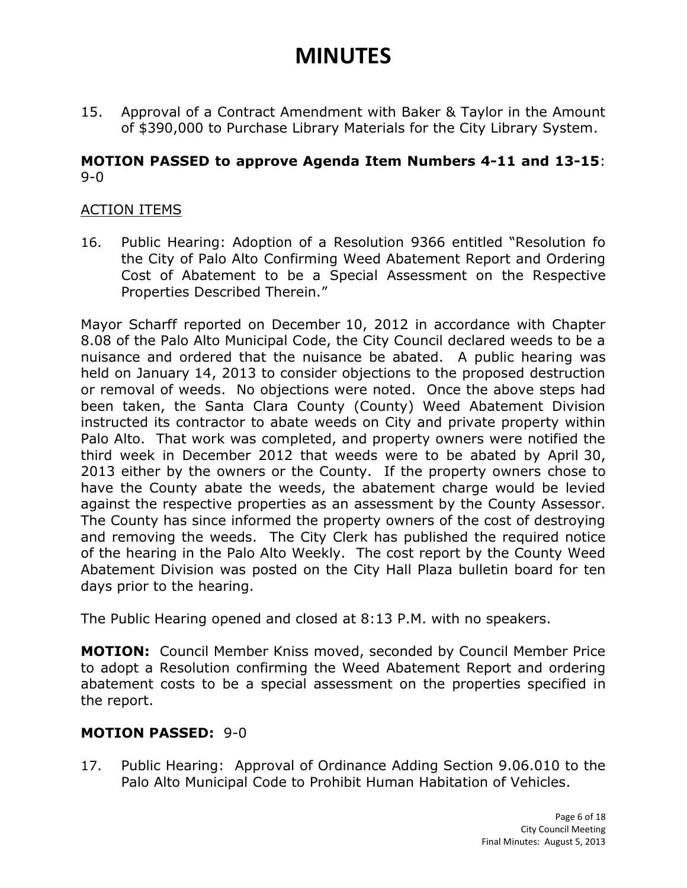# MINUTES

15. Approval of a Contract Amendment with Baker & Taylor in the Amount of $390,000 to Purchase Library Materials for the City Library System.

**MOTION PASSED to approve Agenda Item Numbers 4-11 and 13-15**: 9-0

ACTION ITEMS

16. Public Hearing: Adoption of a Resolution 9366 entitled "Resolution fo the City of Palo Alto Confirming Weed Abatement Report and Ordering Cost of Abatement to be a Special Assessment on the Respective Properties Described Therein."

Mayor Scharff reported on December 10, 2012 in accordance with Chapter 8.08 of the Palo Alto Municipal Code, the City Council declared weeds to be a nuisance and ordered that the nuisance be abated. A public hearing was held on January 14, 2013 to consider objections to the proposed destruction or removal of weeds. No objections were noted. Once the above steps had been taken, the Santa Clara County (County) Weed Abatement Division instructed its contractor to abate weeds on City and private property within Palo Alto. That work was completed, and property owners were notified the third week in December 2012 that weeds were to be abated by April 30, 2013 either by the owners or the County. If the property owners chose to have the County abate the weeds, the abatement charge would be levied against the respective properties as an assessment by the County Assessor. The County has since informed the property owners of the cost of destroying and removing the weeds. The City Clerk has published the required notice of the hearing in the Palo Alto Weekly. The cost report by the County Weed Abatement Division was posted on the City Hall Plaza bulletin board for ten days prior to the hearing.

The Public Hearing opened and closed at 8:13 P.M. with no speakers.

**MOTION:** Council Member Kniss moved, seconded by Council Member Price to adopt a Resolution confirming the Weed Abatement Report and ordering abatement costs to be a special assessment on the properties specified in the report.

**MOTION PASSED:** 9-0

17. Public Hearing: Approval of Ordinance Adding Section 9.06.010 to the Palo Alto Municipal Code to Prohibit Human Habitation of Vehicles.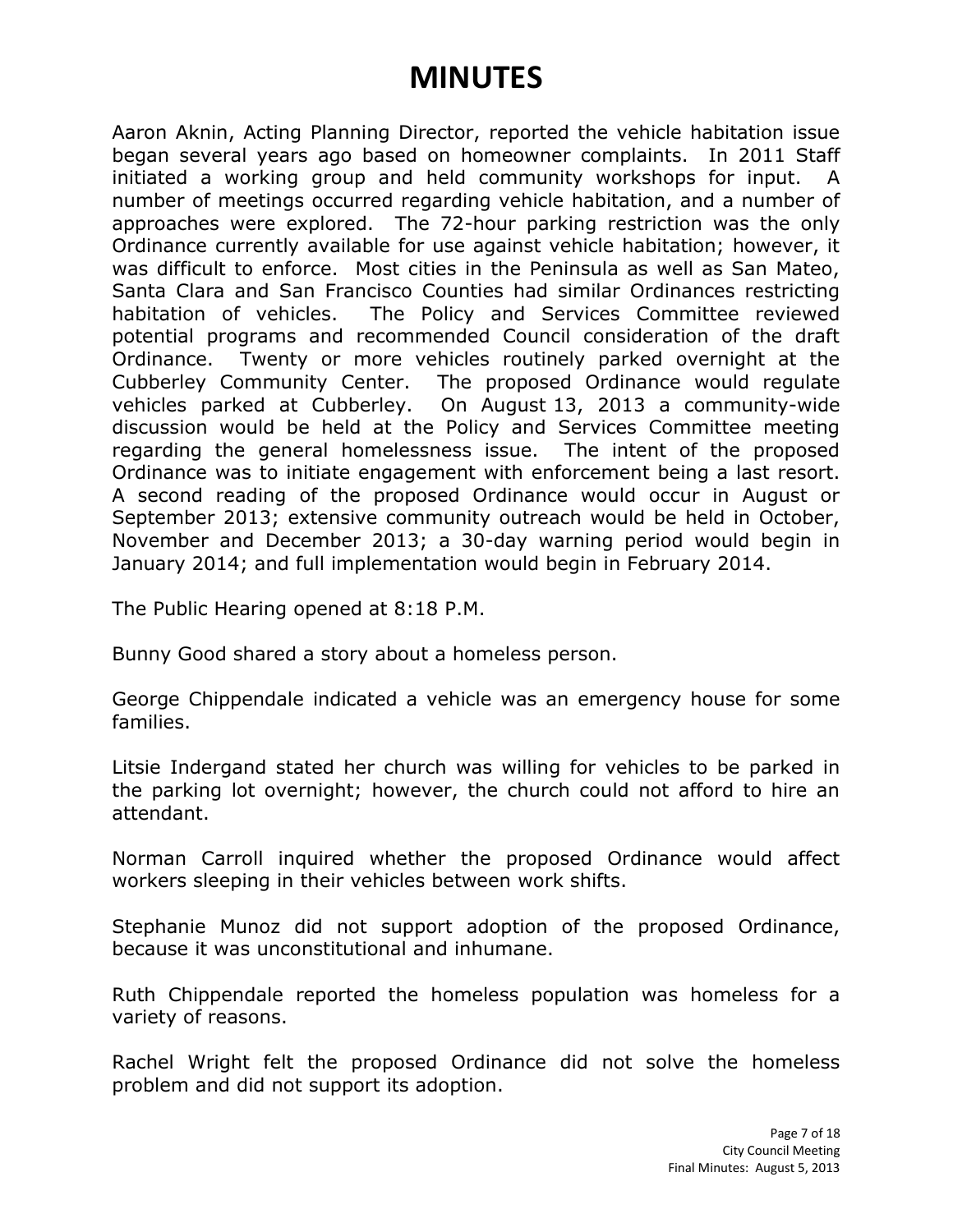# MINUTES

Aaron Aknin, Acting Planning Director, reported the vehicle habitation issue began several years ago based on homeowner complaints. In 2011 Staff initiated a working group and held community workshops for input. A number of meetings occurred regarding vehicle habitation, and a number of approaches were explored. The 72-hour parking restriction was the only Ordinance currently available for use against vehicle habitation; however, it was difficult to enforce. Most cities in the Peninsula as well as San Mateo, Santa Clara and San Francisco Counties had similar Ordinances restricting habitation of vehicles. The Policy and Services Committee reviewed potential programs and recommended Council consideration of the draft Ordinance. Twenty or more vehicles routinely parked overnight at the Cubberley Community Center. The proposed Ordinance would regulate vehicles parked at Cubberley. On August 13, 2013 a community-wide discussion would be held at the Policy and Services Committee meeting regarding the general homelessness issue. The intent of the proposed Ordinance was to initiate engagement with enforcement being a last resort. A second reading of the proposed Ordinance would occur in August or September 2013; extensive community outreach would be held in October, November and December 2013; a 30-day warning period would begin in January 2014; and full implementation would begin in February 2014.

The Public Hearing opened at 8:18 P.M.

Bunny Good shared a story about a homeless person.

George Chippendale indicated a vehicle was an emergency house for some families.

Litsie Indergand stated her church was willing for vehicles to be parked in the parking lot overnight; however, the church could not afford to hire an attendant.

Norman Carroll inquired whether the proposed Ordinance would affect workers sleeping in their vehicles between work shifts.

Stephanie Munoz did not support adoption of the proposed Ordinance, because it was unconstitutional and inhumane.

Ruth Chippendale reported the homeless population was homeless for a variety of reasons.

Rachel Wright felt the proposed Ordinance did not solve the homeless problem and did not support its adoption.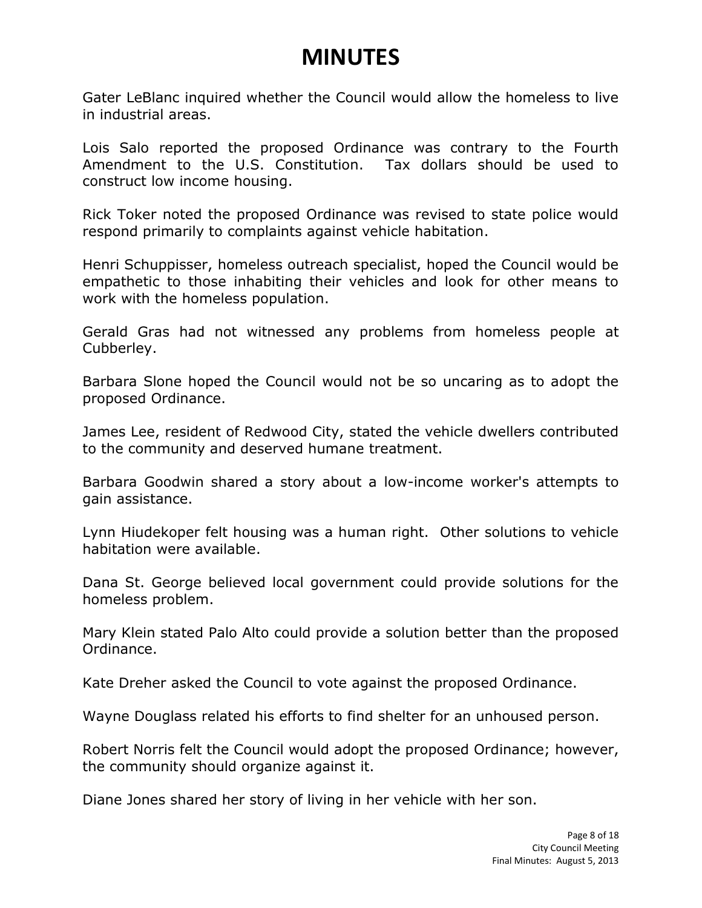# MINUTES

Gater LeBlanc inquired whether the Council would allow the homeless to live in industrial areas.

Lois Salo reported the proposed Ordinance was contrary to the Fourth Amendment to the U.S. Constitution. Tax dollars should be used to construct low income housing.

Rick Toker noted the proposed Ordinance was revised to state police would respond primarily to complaints against vehicle habitation.

Henri Schuppisser, homeless outreach specialist, hoped the Council would be empathetic to those inhabiting their vehicles and look for other means to work with the homeless population.

Gerald Gras had not witnessed any problems from homeless people at Cubberley.

Barbara Slone hoped the Council would not be so uncaring as to adopt the proposed Ordinance.

James Lee, resident of Redwood City, stated the vehicle dwellers contributed to the community and deserved humane treatment.

Barbara Goodwin shared a story about a low-income worker's attempts to gain assistance.

Lynn Hiudekoper felt housing was a human right. Other solutions to vehicle habitation were available.

Dana St. George believed local government could provide solutions for the homeless problem.

Mary Klein stated Palo Alto could provide a solution better than the proposed Ordinance.

Kate Dreher asked the Council to vote against the proposed Ordinance.

Wayne Douglass related his efforts to find shelter for an unhoused person.

Robert Norris felt the Council would adopt the proposed Ordinance; however, the community should organize against it.

Diane Jones shared her story of living in her vehicle with her son.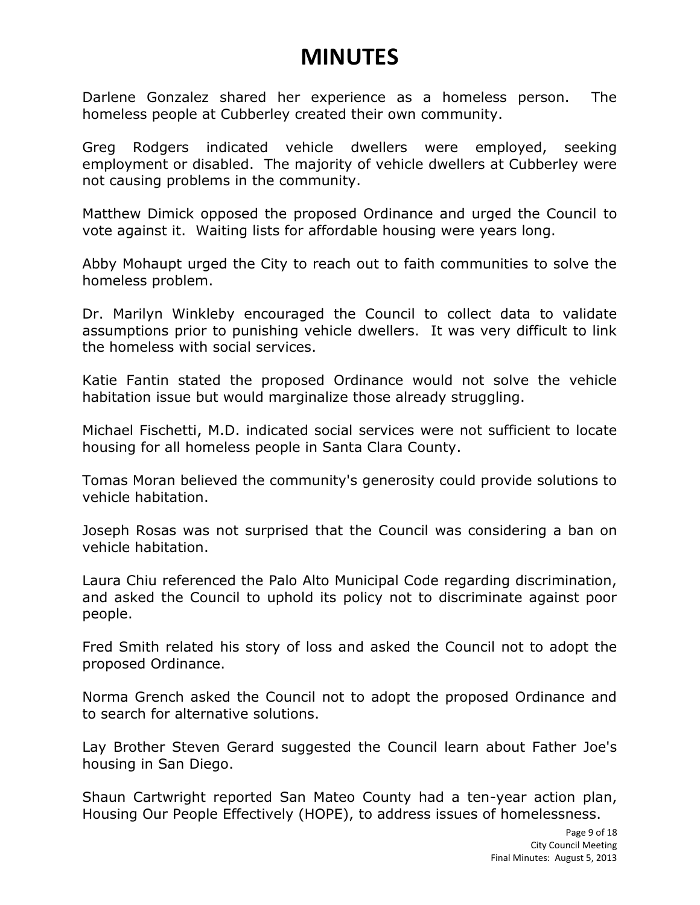# MINUTES

Darlene Gonzalez shared her experience as a homeless person. The homeless people at Cubberley created their own community.

Greg Rodgers indicated vehicle dwellers were employed, seeking employment or disabled. The majority of vehicle dwellers at Cubberley were not causing problems in the community.

Matthew Dimick opposed the proposed Ordinance and urged the Council to vote against it. Waiting lists for affordable housing were years long.

Abby Mohaupt urged the City to reach out to faith communities to solve the homeless problem.

Dr. Marilyn Winkleby encouraged the Council to collect data to validate assumptions prior to punishing vehicle dwellers. It was very difficult to link the homeless with social services.

Katie Fantin stated the proposed Ordinance would not solve the vehicle habitation issue but would marginalize those already struggling.

Michael Fischetti, M.D. indicated social services were not sufficient to locate housing for all homeless people in Santa Clara County.

Tomas Moran believed the community's generosity could provide solutions to vehicle habitation.

Joseph Rosas was not surprised that the Council was considering a ban on vehicle habitation.

Laura Chiu referenced the Palo Alto Municipal Code regarding discrimination, and asked the Council to uphold its policy not to discriminate against poor people.

Fred Smith related his story of loss and asked the Council not to adopt the proposed Ordinance.

Norma Grench asked the Council not to adopt the proposed Ordinance and to search for alternative solutions.

Lay Brother Steven Gerard suggested the Council learn about Father Joe's housing in San Diego.

Shaun Cartwright reported San Mateo County had a ten-year action plan, Housing Our People Effectively (HOPE), to address issues of homelessness.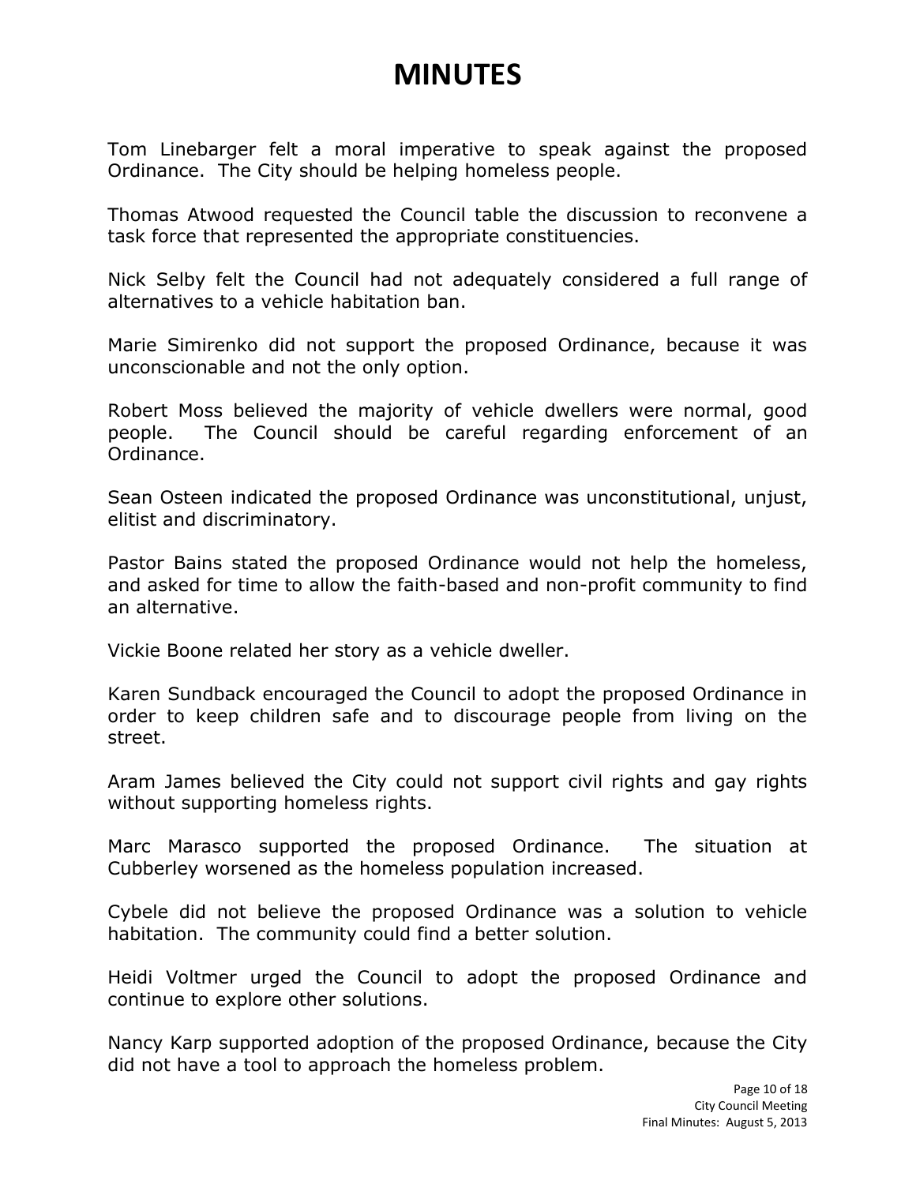# MINUTES

Tom Linebarger felt a moral imperative to speak against the proposed Ordinance. The City should be helping homeless people.

Thomas Atwood requested the Council table the discussion to reconvene a task force that represented the appropriate constituencies.

Nick Selby felt the Council had not adequately considered a full range of alternatives to a vehicle habitation ban.

Marie Simirenko did not support the proposed Ordinance, because it was unconscionable and not the only option.

Robert Moss believed the majority of vehicle dwellers were normal, good people. The Council should be careful regarding enforcement of an Ordinance.

Sean Osteen indicated the proposed Ordinance was unconstitutional, unjust, elitist and discriminatory.

Pastor Bains stated the proposed Ordinance would not help the homeless, and asked for time to allow the faith-based and non-profit community to find an alternative.

Vickie Boone related her story as a vehicle dweller.

Karen Sundback encouraged the Council to adopt the proposed Ordinance in order to keep children safe and to discourage people from living on the street.

Aram James believed the City could not support civil rights and gay rights without supporting homeless rights.

Marc Marasco supported the proposed Ordinance. The situation at Cubberley worsened as the homeless population increased.

Cybele did not believe the proposed Ordinance was a solution to vehicle habitation. The community could find a better solution.

Heidi Voltmer urged the Council to adopt the proposed Ordinance and continue to explore other solutions.

Nancy Karp supported adoption of the proposed Ordinance, because the City did not have a tool to approach the homeless problem.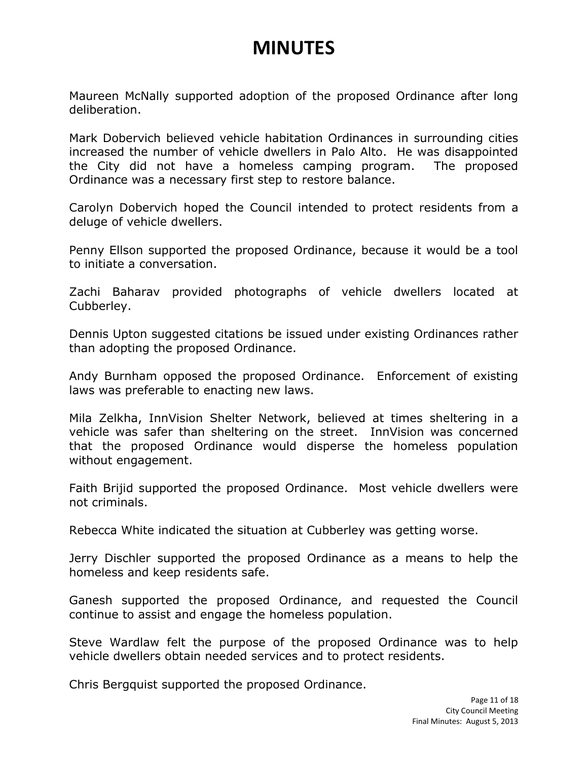# MINUTES

Maureen McNally supported adoption of the proposed Ordinance after long deliberation.

Mark Dobervich believed vehicle habitation Ordinances in surrounding cities increased the number of vehicle dwellers in Palo Alto. He was disappointed the City did not have a homeless camping program. The proposed Ordinance was a necessary first step to restore balance.

Carolyn Dobervich hoped the Council intended to protect residents from a deluge of vehicle dwellers.

Penny Ellson supported the proposed Ordinance, because it would be a tool to initiate a conversation.

Zachi Baharav provided photographs of vehicle dwellers located at Cubberley.

Dennis Upton suggested citations be issued under existing Ordinances rather than adopting the proposed Ordinance.

Andy Burnham opposed the proposed Ordinance. Enforcement of existing laws was preferable to enacting new laws.

Mila Zelkha, InnVision Shelter Network, believed at times sheltering in a vehicle was safer than sheltering on the street. InnVision was concerned that the proposed Ordinance would disperse the homeless population without engagement.

Faith Brijid supported the proposed Ordinance. Most vehicle dwellers were not criminals.

Rebecca White indicated the situation at Cubberley was getting worse.

Jerry Dischler supported the proposed Ordinance as a means to help the homeless and keep residents safe.

Ganesh supported the proposed Ordinance, and requested the Council continue to assist and engage the homeless population.

Steve Wardlaw felt the purpose of the proposed Ordinance was to help vehicle dwellers obtain needed services and to protect residents.

Chris Bergquist supported the proposed Ordinance.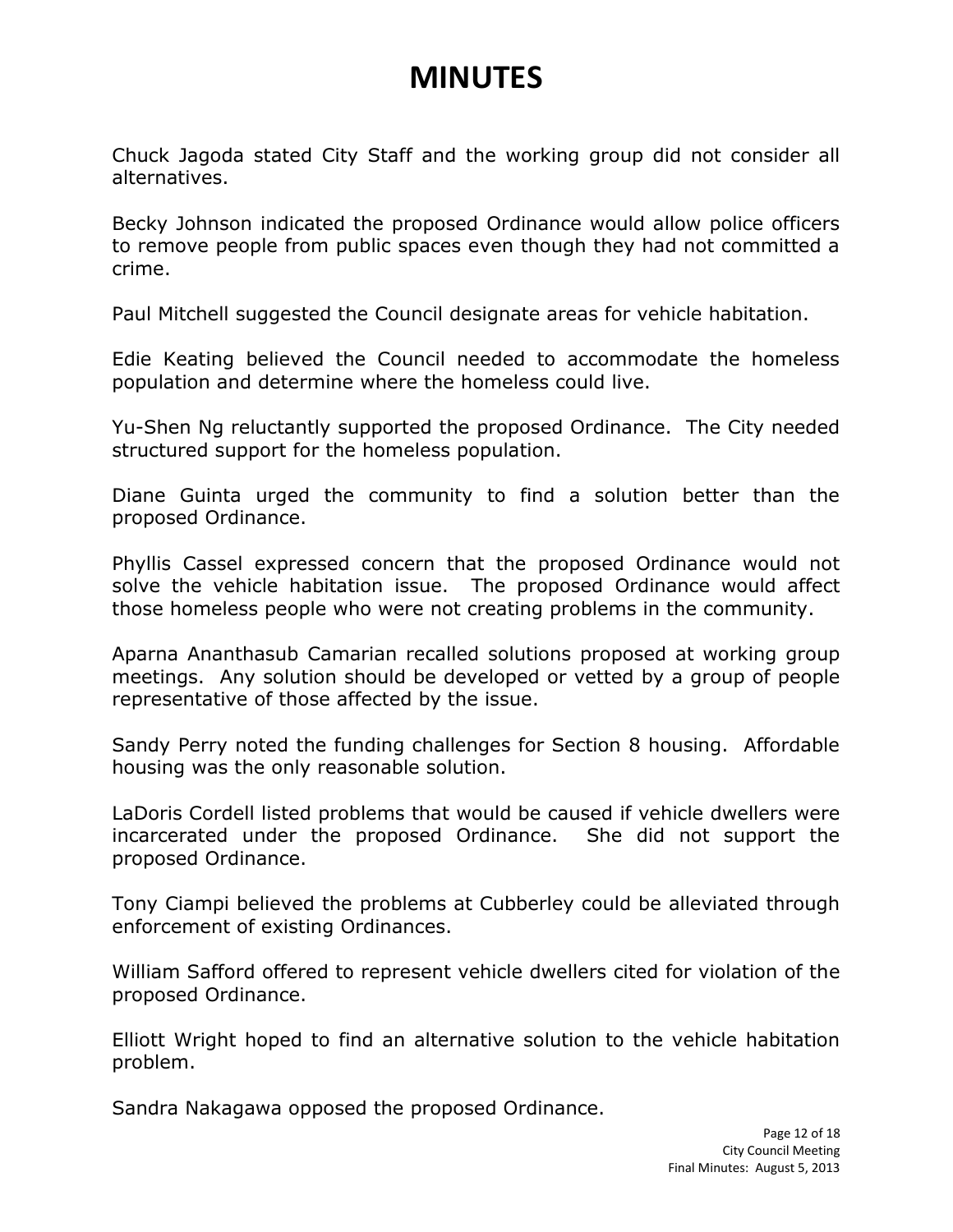# MINUTES

Chuck Jagoda stated City Staff and the working group did not consider all alternatives.

Becky Johnson indicated the proposed Ordinance would allow police officers to remove people from public spaces even though they had not committed a crime.

Paul Mitchell suggested the Council designate areas for vehicle habitation.

Edie Keating believed the Council needed to accommodate the homeless population and determine where the homeless could live.

Yu-Shen Ng reluctantly supported the proposed Ordinance. The City needed structured support for the homeless population.

Diane Guinta urged the community to find a solution better than the proposed Ordinance.

Phyllis Cassel expressed concern that the proposed Ordinance would not solve the vehicle habitation issue. The proposed Ordinance would affect those homeless people who were not creating problems in the community.

Aparna Ananthasub Camarian recalled solutions proposed at working group meetings. Any solution should be developed or vetted by a group of people representative of those affected by the issue.

Sandy Perry noted the funding challenges for Section 8 housing. Affordable housing was the only reasonable solution.

LaDoris Cordell listed problems that would be caused if vehicle dwellers were incarcerated under the proposed Ordinance. She did not support the proposed Ordinance.

Tony Ciampi believed the problems at Cubberley could be alleviated through enforcement of existing Ordinances.

William Safford offered to represent vehicle dwellers cited for violation of the proposed Ordinance.

Elliott Wright hoped to find an alternative solution to the vehicle habitation problem.

Sandra Nakagawa opposed the proposed Ordinance.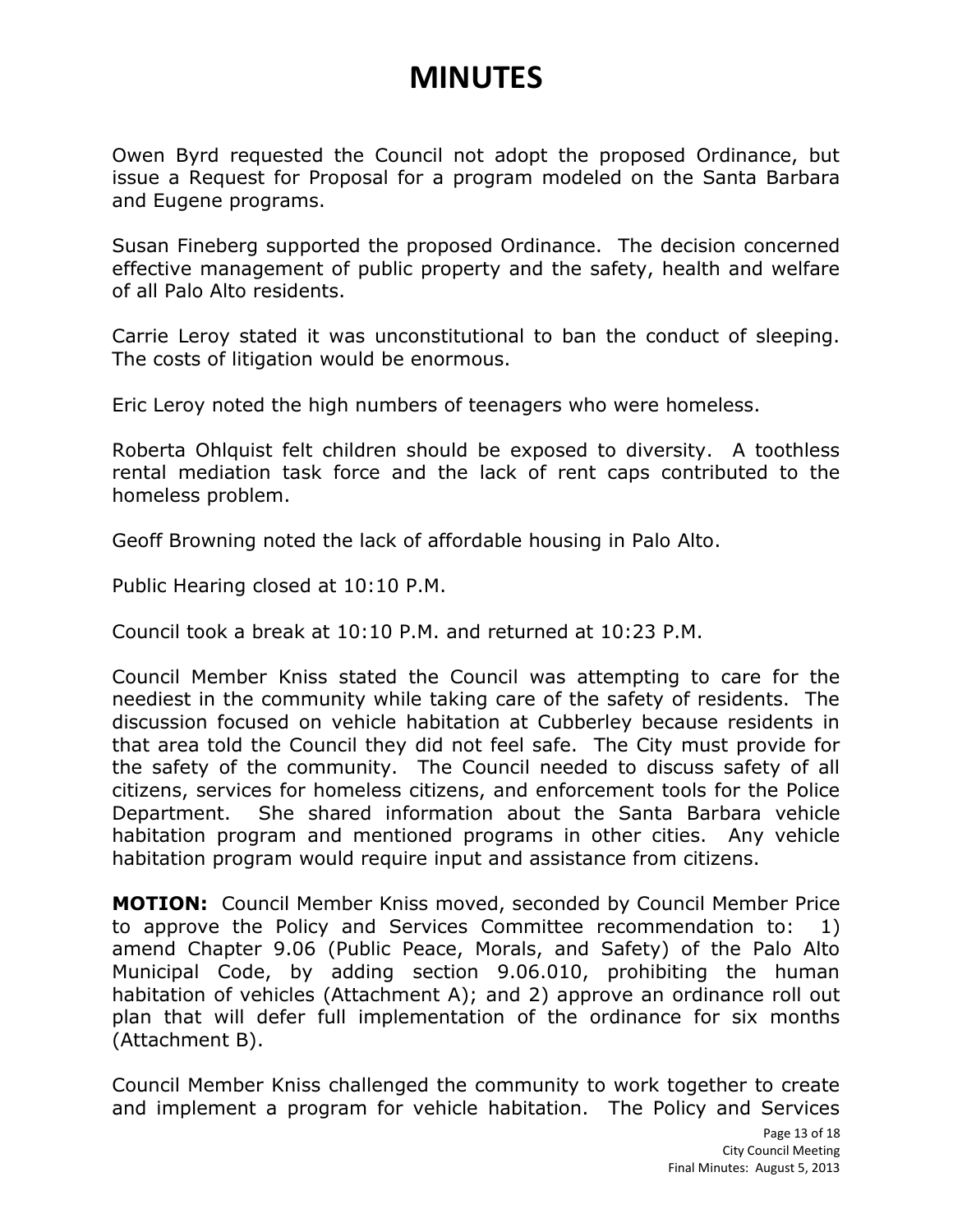# MINUTES

Owen Byrd requested the Council not adopt the proposed Ordinance, but issue a Request for Proposal for a program modeled on the Santa Barbara and Eugene programs.

Susan Fineberg supported the proposed Ordinance. The decision concerned effective management of public property and the safety, health and welfare of all Palo Alto residents.

Carrie Leroy stated it was unconstitutional to ban the conduct of sleeping. The costs of litigation would be enormous.

Eric Leroy noted the high numbers of teenagers who were homeless.

Roberta Ohlquist felt children should be exposed to diversity. A toothless rental mediation task force and the lack of rent caps contributed to the homeless problem.

Geoff Browning noted the lack of affordable housing in Palo Alto.

Public Hearing closed at 10:10 P.M.

Council took a break at 10:10 P.M. and returned at 10:23 P.M.

Council Member Kniss stated the Council was attempting to care for the neediest in the community while taking care of the safety of residents. The discussion focused on vehicle habitation at Cubberley because residents in that area told the Council they did not feel safe. The City must provide for the safety of the community. The Council needed to discuss safety of all citizens, services for homeless citizens, and enforcement tools for the Police Department. She shared information about the Santa Barbara vehicle habitation program and mentioned programs in other cities. Any vehicle habitation program would require input and assistance from citizens.

**MOTION:** Council Member Kniss moved, seconded by Council Member Price to approve the Policy and Services Committee recommendation to: 1) amend Chapter 9.06 (Public Peace, Morals, and Safety) of the Palo Alto Municipal Code, by adding section 9.06.010, prohibiting the human habitation of vehicles (Attachment A); and 2) approve an ordinance roll out plan that will defer full implementation of the ordinance for six months (Attachment B).

Council Member Kniss challenged the community to work together to create and implement a program for vehicle habitation. The Policy and Services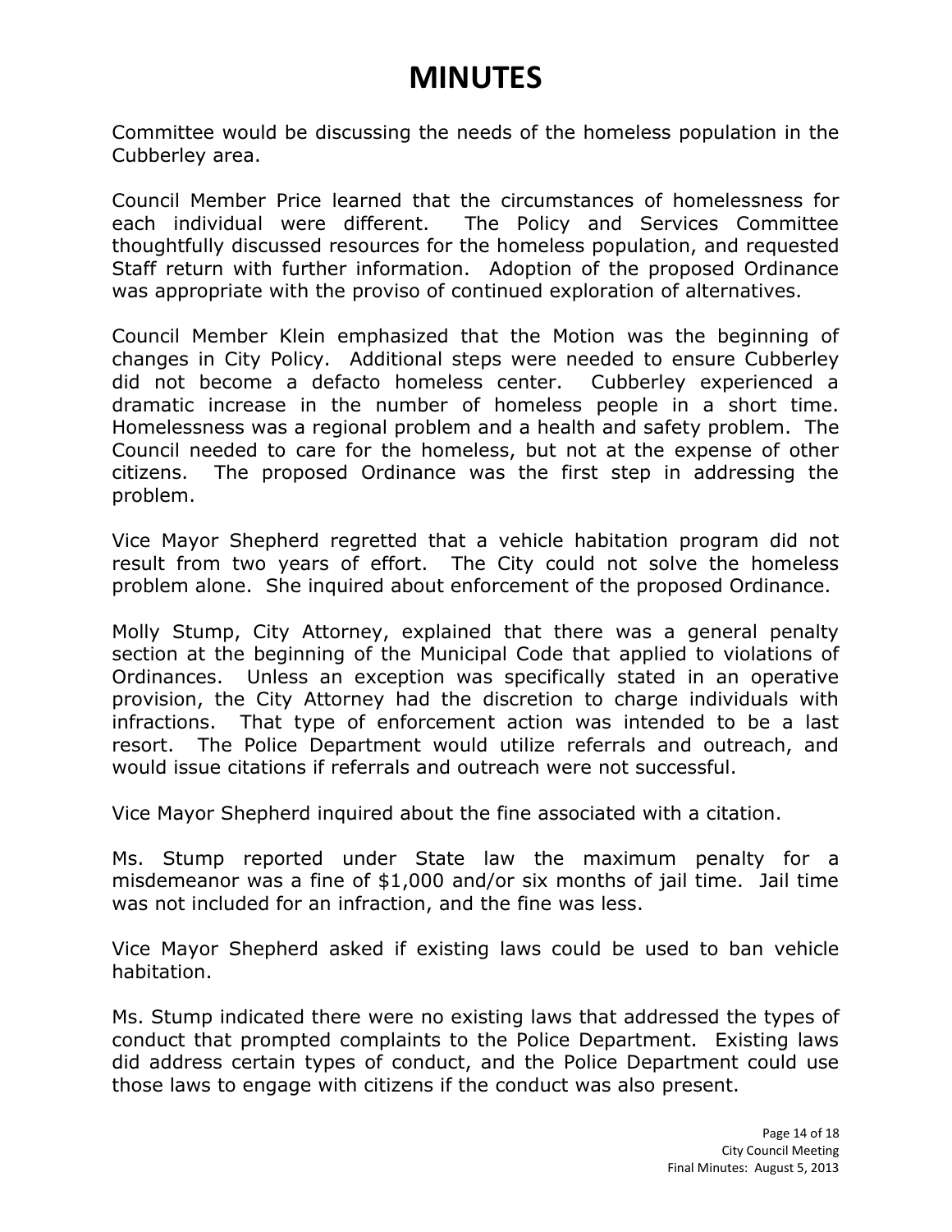# MINUTES

Committee would be discussing the needs of the homeless population in the Cubberley area.

Council Member Price learned that the circumstances of homelessness for each individual were different. The Policy and Services Committee thoughtfully discussed resources for the homeless population, and requested Staff return with further information. Adoption of the proposed Ordinance was appropriate with the proviso of continued exploration of alternatives.

Council Member Klein emphasized that the Motion was the beginning of changes in City Policy. Additional steps were needed to ensure Cubberley did not become a defacto homeless center. Cubberley experienced a dramatic increase in the number of homeless people in a short time. Homelessness was a regional problem and a health and safety problem. The Council needed to care for the homeless, but not at the expense of other citizens. The proposed Ordinance was the first step in addressing the problem.

Vice Mayor Shepherd regretted that a vehicle habitation program did not result from two years of effort. The City could not solve the homeless problem alone. She inquired about enforcement of the proposed Ordinance.

Molly Stump, City Attorney, explained that there was a general penalty section at the beginning of the Municipal Code that applied to violations of Ordinances. Unless an exception was specifically stated in an operative provision, the City Attorney had the discretion to charge individuals with infractions. That type of enforcement action was intended to be a last resort. The Police Department would utilize referrals and outreach, and would issue citations if referrals and outreach were not successful.

Vice Mayor Shepherd inquired about the fine associated with a citation.

Ms. Stump reported under State law the maximum penalty for a misdemeanor was a fine of $1,000 and/or six months of jail time. Jail time was not included for an infraction, and the fine was less.

Vice Mayor Shepherd asked if existing laws could be used to ban vehicle habitation.

Ms. Stump indicated there were no existing laws that addressed the types of conduct that prompted complaints to the Police Department. Existing laws did address certain types of conduct, and the Police Department could use those laws to engage with citizens if the conduct was also present.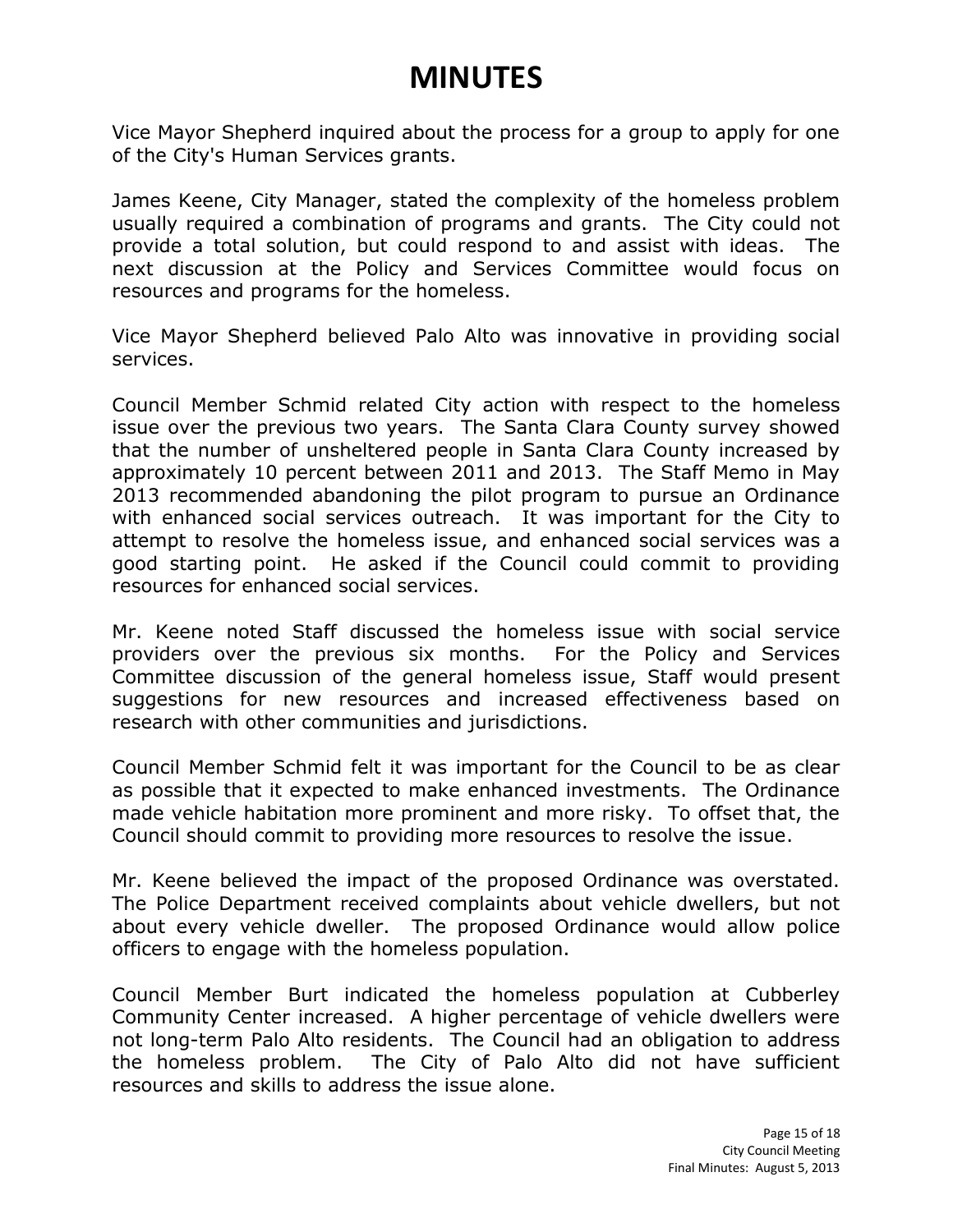# MINUTES

Vice Mayor Shepherd inquired about the process for a group to apply for one of the City's Human Services grants.

James Keene, City Manager, stated the complexity of the homeless problem usually required a combination of programs and grants. The City could not provide a total solution, but could respond to and assist with ideas. The next discussion at the Policy and Services Committee would focus on resources and programs for the homeless.

Vice Mayor Shepherd believed Palo Alto was innovative in providing social services.

Council Member Schmid related City action with respect to the homeless issue over the previous two years. The Santa Clara County survey showed that the number of unsheltered people in Santa Clara County increased by approximately 10 percent between 2011 and 2013. The Staff Memo in May 2013 recommended abandoning the pilot program to pursue an Ordinance with enhanced social services outreach. It was important for the City to attempt to resolve the homeless issue, and enhanced social services was a good starting point. He asked if the Council could commit to providing resources for enhanced social services.

Mr. Keene noted Staff discussed the homeless issue with social service providers over the previous six months. For the Policy and Services Committee discussion of the general homeless issue, Staff would present suggestions for new resources and increased effectiveness based on research with other communities and jurisdictions.

Council Member Schmid felt it was important for the Council to be as clear as possible that it expected to make enhanced investments. The Ordinance made vehicle habitation more prominent and more risky. To offset that, the Council should commit to providing more resources to resolve the issue.

Mr. Keene believed the impact of the proposed Ordinance was overstated. The Police Department received complaints about vehicle dwellers, but not about every vehicle dweller. The proposed Ordinance would allow police officers to engage with the homeless population.

Council Member Burt indicated the homeless population at Cubberley Community Center increased. A higher percentage of vehicle dwellers were not long-term Palo Alto residents. The Council had an obligation to address the homeless problem. The City of Palo Alto did not have sufficient resources and skills to address the issue alone.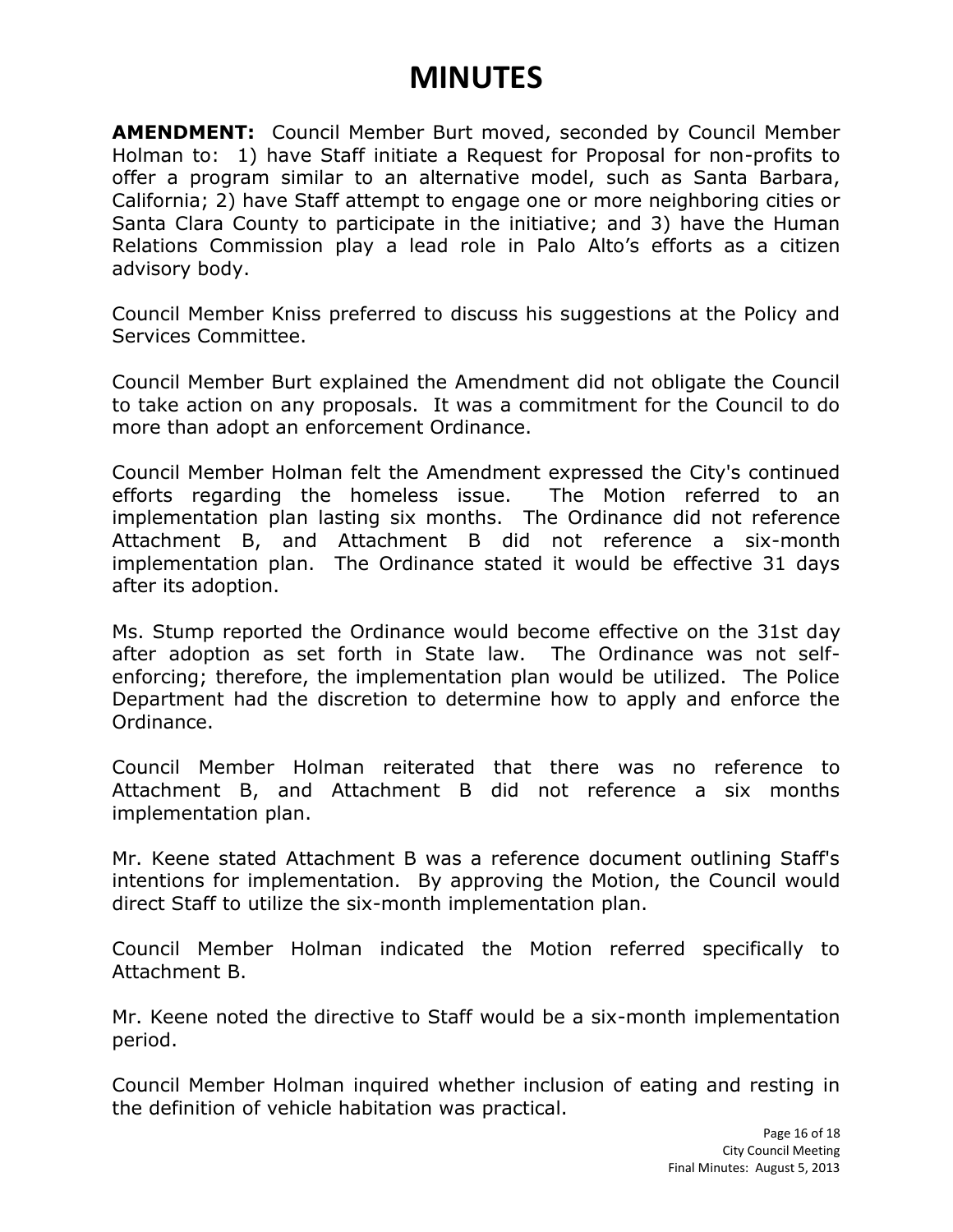# MINUTES

**AMENDMENT:** Council Member Burt moved, seconded by Council Member Holman to: 1) have Staff initiate a Request for Proposal for non-profits to offer a program similar to an alternative model, such as Santa Barbara, California; 2) have Staff attempt to engage one or more neighboring cities or Santa Clara County to participate in the initiative; and 3) have the Human Relations Commission play a lead role in Palo Alto's efforts as a citizen advisory body.

Council Member Kniss preferred to discuss his suggestions at the Policy and Services Committee.

Council Member Burt explained the Amendment did not obligate the Council to take action on any proposals. It was a commitment for the Council to do more than adopt an enforcement Ordinance.

Council Member Holman felt the Amendment expressed the City's continued efforts regarding the homeless issue. The Motion referred to an implementation plan lasting six months. The Ordinance did not reference Attachment B, and Attachment B did not reference a six-month implementation plan. The Ordinance stated it would be effective 31 days after its adoption.

Ms. Stump reported the Ordinance would become effective on the 31st day after adoption as set forth in State law. The Ordinance was not self-enforcing; therefore, the implementation plan would be utilized. The Police Department had the discretion to determine how to apply and enforce the Ordinance.

Council Member Holman reiterated that there was no reference to Attachment B, and Attachment B did not reference a six months implementation plan.

Mr. Keene stated Attachment B was a reference document outlining Staff's intentions for implementation. By approving the Motion, the Council would direct Staff to utilize the six-month implementation plan.

Council Member Holman indicated the Motion referred specifically to Attachment B.

Mr. Keene noted the directive to Staff would be a six-month implementation period.

Council Member Holman inquired whether inclusion of eating and resting in the definition of vehicle habitation was practical.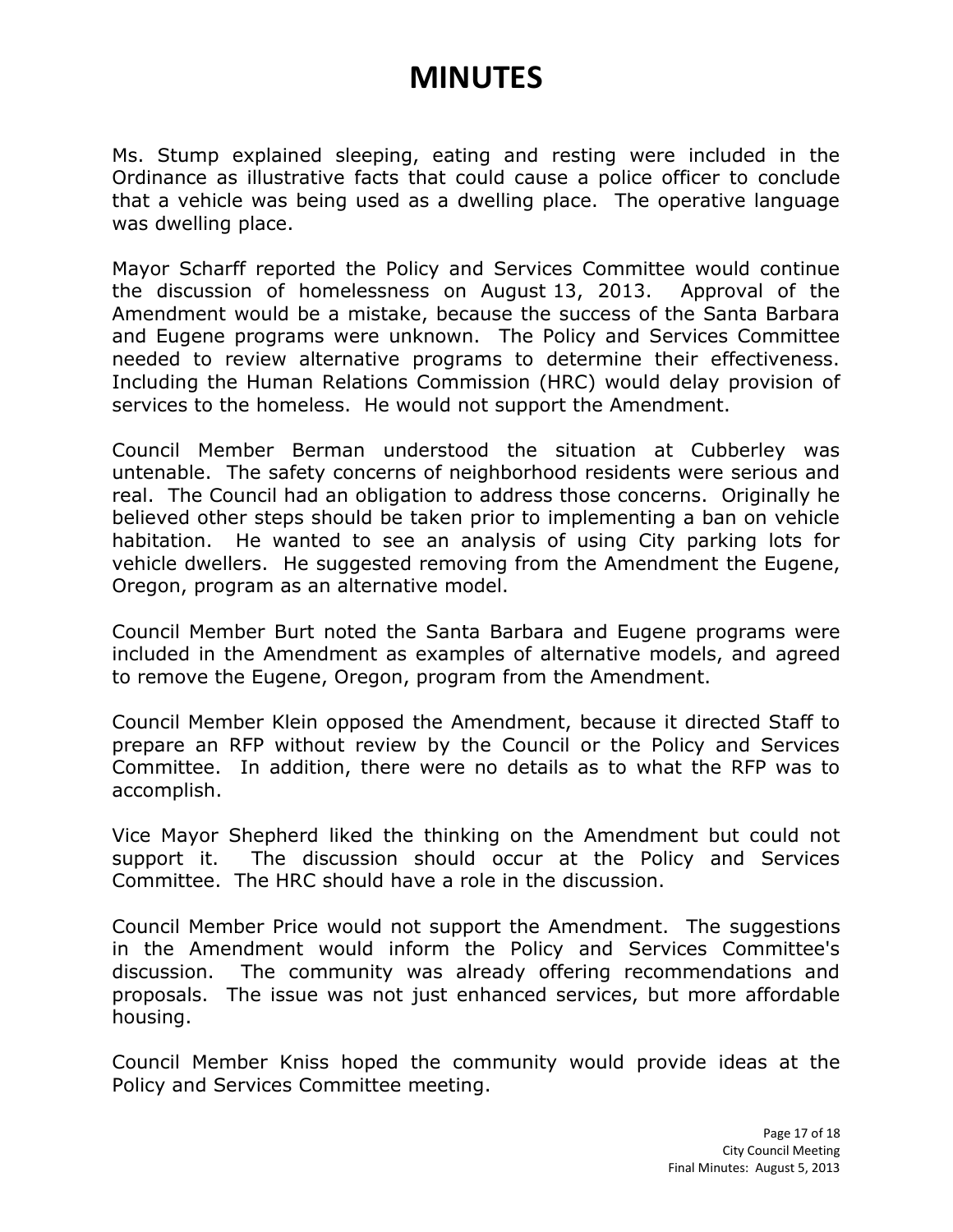# MINUTES

Ms. Stump explained sleeping, eating and resting were included in the Ordinance as illustrative facts that could cause a police officer to conclude that a vehicle was being used as a dwelling place. The operative language was dwelling place.

Mayor Scharff reported the Policy and Services Committee would continue the discussion of homelessness on August 13, 2013. Approval of the Amendment would be a mistake, because the success of the Santa Barbara and Eugene programs were unknown. The Policy and Services Committee needed to review alternative programs to determine their effectiveness. Including the Human Relations Commission (HRC) would delay provision of services to the homeless. He would not support the Amendment.

Council Member Berman understood the situation at Cubberley was untenable. The safety concerns of neighborhood residents were serious and real. The Council had an obligation to address those concerns. Originally he believed other steps should be taken prior to implementing a ban on vehicle habitation. He wanted to see an analysis of using City parking lots for vehicle dwellers. He suggested removing from the Amendment the Eugene, Oregon, program as an alternative model.

Council Member Burt noted the Santa Barbara and Eugene programs were included in the Amendment as examples of alternative models, and agreed to remove the Eugene, Oregon, program from the Amendment.

Council Member Klein opposed the Amendment, because it directed Staff to prepare an RFP without review by the Council or the Policy and Services Committee. In addition, there were no details as to what the RFP was to accomplish.

Vice Mayor Shepherd liked the thinking on the Amendment but could not support it. The discussion should occur at the Policy and Services Committee. The HRC should have a role in the discussion.

Council Member Price would not support the Amendment. The suggestions in the Amendment would inform the Policy and Services Committee's discussion. The community was already offering recommendations and proposals. The issue was not just enhanced services, but more affordable housing.

Council Member Kniss hoped the community would provide ideas at the Policy and Services Committee meeting.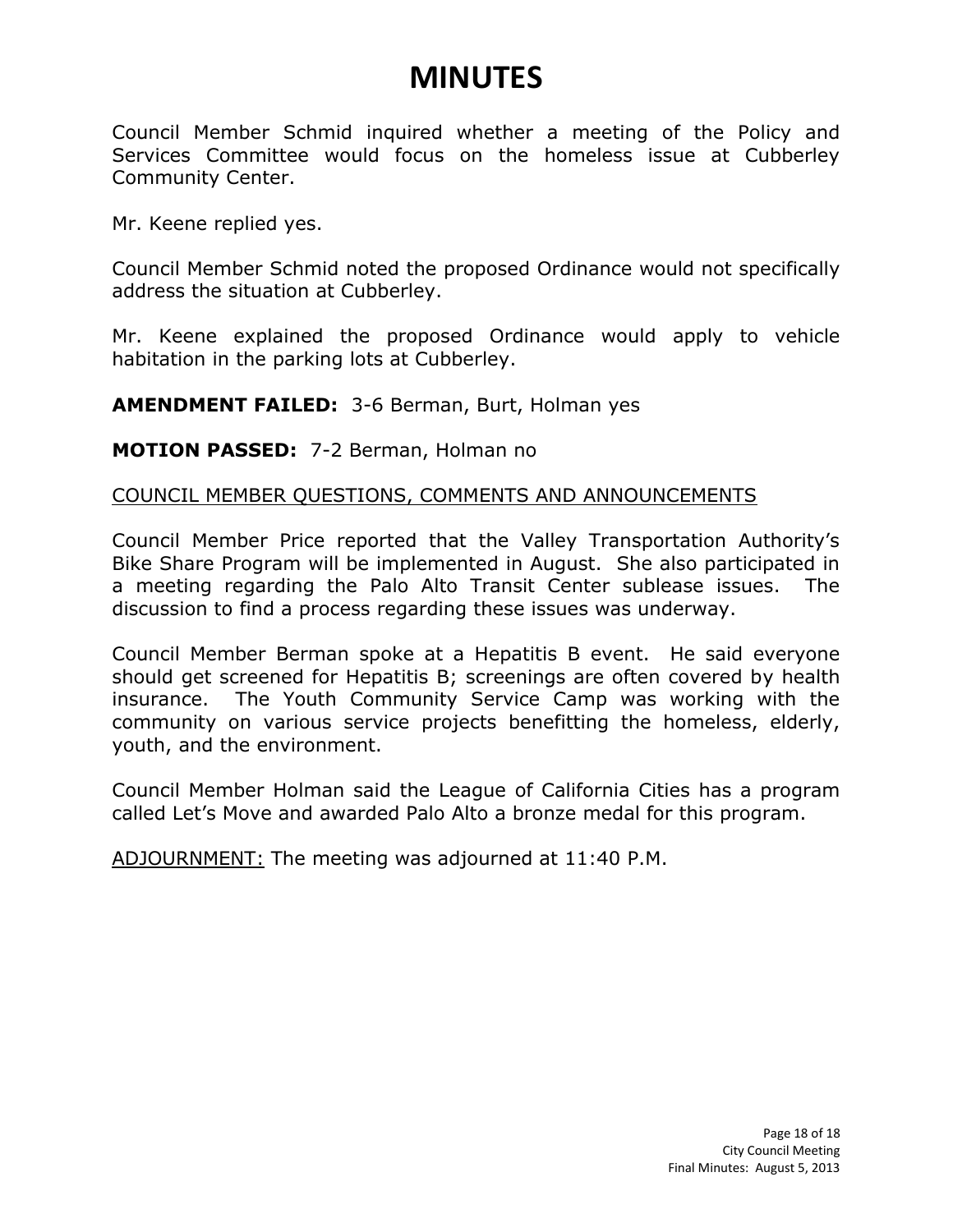# MINUTES

Council Member Schmid inquired whether a meeting of the Policy and Services Committee would focus on the homeless issue at Cubberley Community Center.

Mr. Keene replied yes.

Council Member Schmid noted the proposed Ordinance would not specifically address the situation at Cubberley.

Mr. Keene explained the proposed Ordinance would apply to vehicle habitation in the parking lots at Cubberley.

**AMENDMENT FAILED:** 3-6 Berman, Burt, Holman yes

**MOTION PASSED:** 7-2 Berman, Holman no

<u>COUNCIL MEMBER QUESTIONS, COMMENTS AND ANNOUNCEMENTS</u>

Council Member Price reported that the Valley Transportation Authority's Bike Share Program will be implemented in August. She also participated in a meeting regarding the Palo Alto Transit Center sublease issues. The discussion to find a process regarding these issues was underway.

Council Member Berman spoke at a Hepatitis B event. He said everyone should get screened for Hepatitis B; screenings are often covered by health insurance. The Youth Community Service Camp was working with the community on various service projects benefitting the homeless, elderly, youth, and the environment.

Council Member Holman said the League of California Cities has a program called Let's Move and awarded Palo Alto a bronze medal for this program.

<u>ADJOURNMENT:</u> The meeting was adjourned at 11:40 P.M.